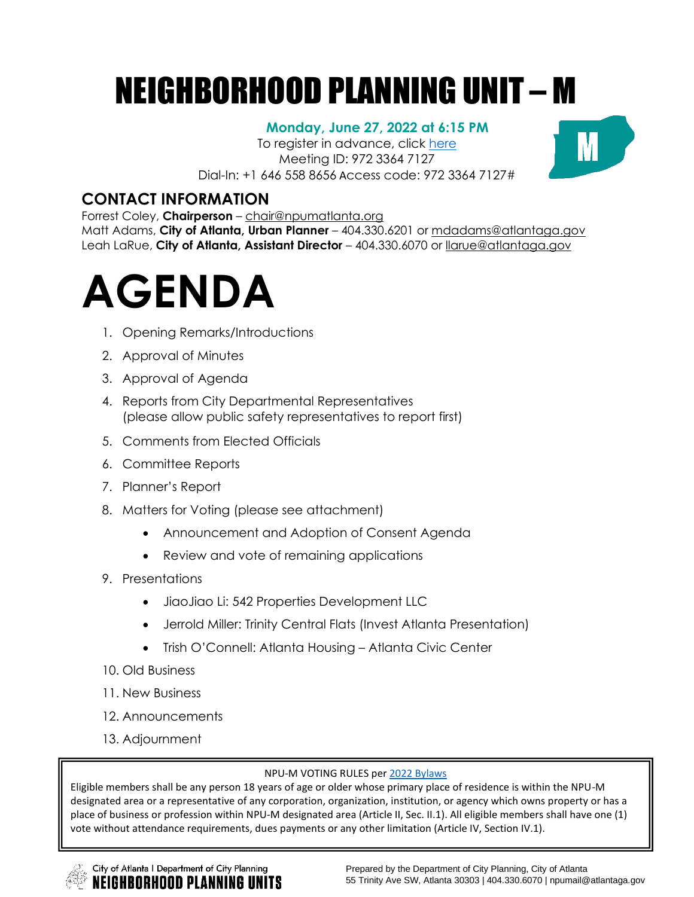# NEIGHBORHOOD PLANNING UNIT – M

**Monday, June 27, 2022 at 6:15 PM**

To register in advance, click [here](#)

Meeting ID: 972 3364 7127

Dial-In: +1 646 558 8656 Access code: 972 3364 7127#

## CONTACT INFORMATION

Forrest Coley, **Chairperson** – chair@npumatlanta.org

Matt Adams, **City of Atlanta, Urban Planner** – 404.330.6201 or mdadams@atlantaga.gov

Leah LaRue, **City of Atlanta, Assistant Director** – 404.330.6070 or llarue@atlantaga.gov

# AGENDA

1. Opening Remarks/Introductions
2. Approval of Minutes
3. Approval of Agenda
4. Reports from City Departmental Representatives (please allow public safety representatives to report first)
5. Comments from Elected Officials
6. Committee Reports
7. Planner's Report
8. Matters for Voting (please see attachment)
   - Announcement and Adoption of Consent Agenda
   - Review and vote of remaining applications
9. Presentations
   - JiaoJiao Li: 542 Properties Development LLC
   - Jerrold Miller: Trinity Central Flats (Invest Atlanta Presentation)
   - Trish O'Connell: Atlanta Housing – Atlanta Civic Center
10. Old Business
11. New Business
12. Announcements
13. Adjournment

---

NPU-M VOTING RULES per [2022 Bylaws](#)

Eligible members shall be any person 18 years of age or older whose primary place of residence is within the NPU-M designated area or a representative of any corporation, organization, institution, or agency which owns property or has a place of business or profession within NPU-M designated area (Article II, Sec. II.1). All eligible members shall have one (1) vote without attendance requirements, dues payments or any other limitation (Article IV, Section IV.1).

---

City of Atlanta | Department of City Planning
NEIGHBORHOOD PLANNING UNITS

Prepared by the Department of City Planning, City of Atlanta
55 Trinity Ave SW, Atlanta 30303 | 404.330.6070 | npumail@atlantaga.gov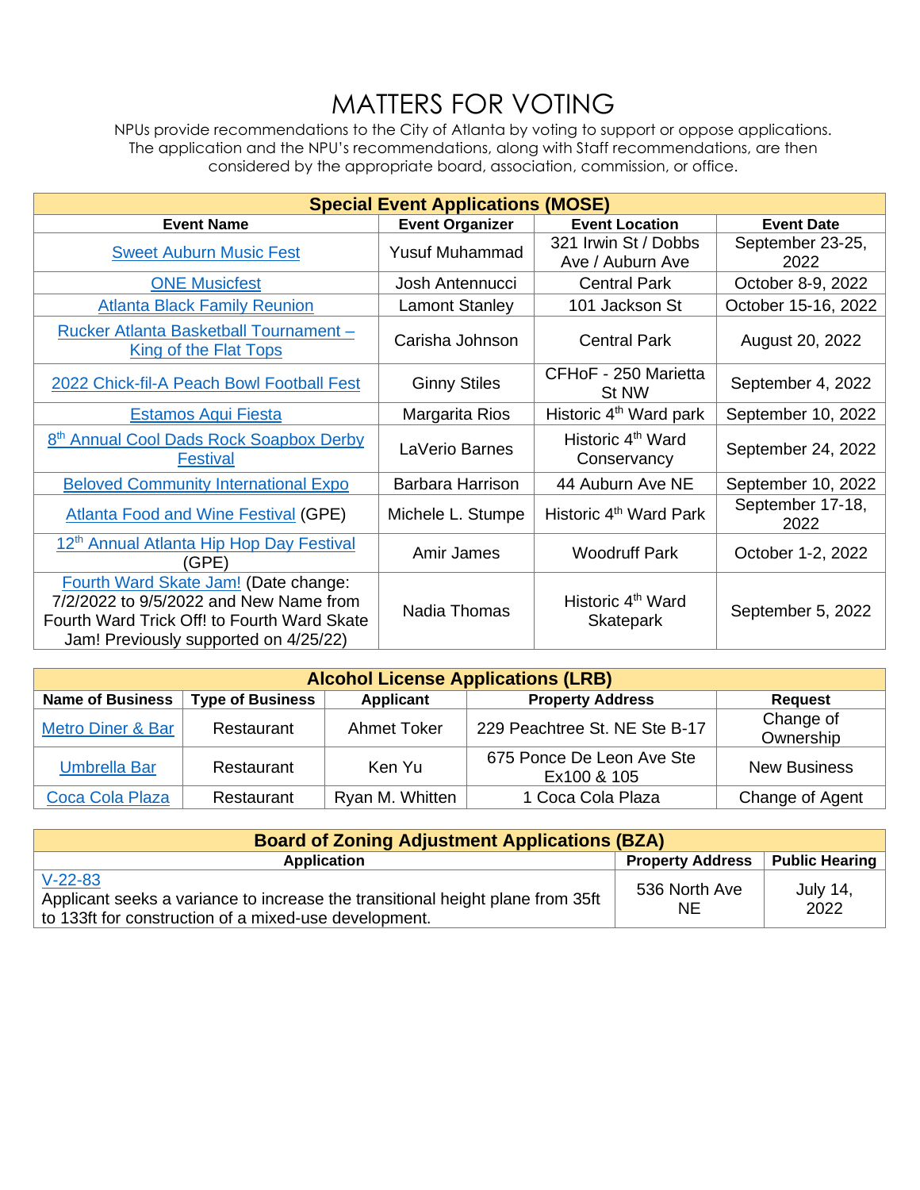# MATTERS FOR VOTING

NPUs provide recommendations to the City of Atlanta by voting to support or oppose applications. The application and the NPU's recommendations, along with Staff recommendations, are then considered by the appropriate board, association, commission, or office.

| **Special Event Applications (MOSE)** | | | |
|---|---|---|---|
| **Event Name** | **Event Organizer** | **Event Location** | **Event Date** |
| Sweet Auburn Music Fest | Yusuf Muhammad | 321 Irwin St / Dobbs Ave / Auburn Ave | September 23-25, 2022 |
| ONE Musicfest | Josh Antennucci | Central Park | October 8-9, 2022 |
| Atlanta Black Family Reunion | Lamont Stanley | 101 Jackson St | October 15-16, 2022 |
| Rucker Atlanta Basketball Tournament – King of the Flat Tops | Carisha Johnson | Central Park | August 20, 2022 |
| 2022 Chick-fil-A Peach Bowl Football Fest | Ginny Stiles | CFHoF - 250 Marietta St NW | September 4, 2022 |
| Estamos Aqui Fiesta | Margarita Rios | Historic 4th Ward park | September 10, 2022 |
| 8th Annual Cool Dads Rock Soapbox Derby Festival | LaVerio Barnes | Historic 4th Ward Conservancy | September 24, 2022 |
| Beloved Community International Expo | Barbara Harrison | 44 Auburn Ave NE | September 10, 2022 |
| Atlanta Food and Wine Festival (GPE) | Michele L. Stumpe | Historic 4th Ward Park | September 17-18, 2022 |
| 12th Annual Atlanta Hip Hop Day Festival (GPE) | Amir James | Woodruff Park | October 1-2, 2022 |
| Fourth Ward Skate Jam! (Date change: 7/2/2022 to 9/5/2022 and New Name from Fourth Ward Trick Off! to Fourth Ward Skate Jam! Previously supported on 4/25/22) | Nadia Thomas | Historic 4th Ward Skatepark | September 5, 2022 |

| **Alcohol License Applications (LRB)** | | | | |
|---|---|---|---|---|
| **Name of Business** | **Type of Business** | **Applicant** | **Property Address** | **Request** |
| Metro Diner & Bar | Restaurant | Ahmet Toker | 229 Peachtree St. NE Ste B-17 | Change of Ownership |
| Umbrella Bar | Restaurant | Ken Yu | 675 Ponce De Leon Ave Ste Ex100 & 105 | New Business |
| Coca Cola Plaza | Restaurant | Ryan M. Whitten | 1 Coca Cola Plaza | Change of Agent |

| **Board of Zoning Adjustment Applications (BZA)** | | |
|---|---|---|
| **Application** | **Property Address** | **Public Hearing** |
| V-22-83<br>Applicant seeks a variance to increase the transitional height plane from 35ft to 133ft for construction of a mixed-use development. | 536 North Ave NE | July 14, 2022 |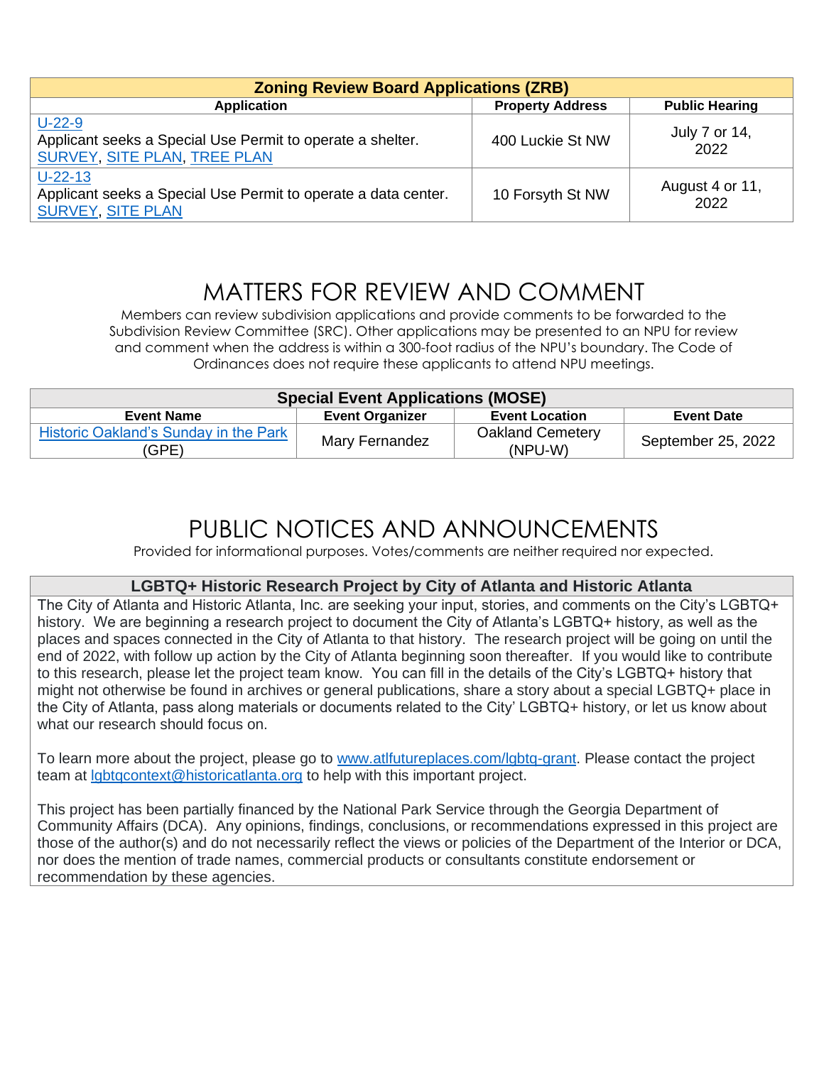| Zoning Review Board Applications (ZRB) | | |
|---|---|---|
| **Application** | **Property Address** | **Public Hearing** |
| U-22-9<br>Applicant seeks a Special Use Permit to operate a shelter.<br>SURVEY, SITE PLAN, TREE PLAN | 400 Luckie St NW | July 7 or 14, 2022 |
| U-22-13<br>Applicant seeks a Special Use Permit to operate a data center.<br>SURVEY, SITE PLAN | 10 Forsyth St NW | August 4 or 11, 2022 |

# MATTERS FOR REVIEW AND COMMENT

Members can review subdivision applications and provide comments to be forwarded to the Subdivision Review Committee (SRC). Other applications may be presented to an NPU for review and comment when the address is within a 300-foot radius of the NPU's boundary. The Code of Ordinances does not require these applicants to attend NPU meetings.

| Special Event Applications (MOSE) | | | |
|---|---|---|---|
| **Event Name** | **Event Organizer** | **Event Location** | **Event Date** |
| Historic Oakland's Sunday in the Park (GPE) | Mary Fernandez | Oakland Cemetery (NPU-W) | September 25, 2022 |

# PUBLIC NOTICES AND ANNOUNCEMENTS

Provided for informational purposes. Votes/comments are neither required nor expected.

## LGBTQ+ Historic Research Project by City of Atlanta and Historic Atlanta

The City of Atlanta and Historic Atlanta, Inc. are seeking your input, stories, and comments on the City's LGBTQ+ history. We are beginning a research project to document the City of Atlanta's LGBTQ+ history, as well as the places and spaces connected in the City of Atlanta to that history. The research project will be going on until the end of 2022, with follow up action by the City of Atlanta beginning soon thereafter. If you would like to contribute to this research, please let the project team know. You can fill in the details of the City's LGBTQ+ history that might not otherwise be found in archives or general publications, share a story about a special LGBTQ+ place in the City of Atlanta, pass along materials or documents related to the City' LGBTQ+ history, or let us know about what our research should focus on.

To learn more about the project, please go to www.atlfutureplaces.com/lgbtq-grant. Please contact the project team at lgbtqcontext@historicatlanta.org to help with this important project.

This project has been partially financed by the National Park Service through the Georgia Department of Community Affairs (DCA). Any opinions, findings, conclusions, or recommendations expressed in this project are those of the author(s) and do not necessarily reflect the views or policies of the Department of the Interior or DCA, nor does the mention of trade names, commercial products or consultants constitute endorsement or recommendation by these agencies.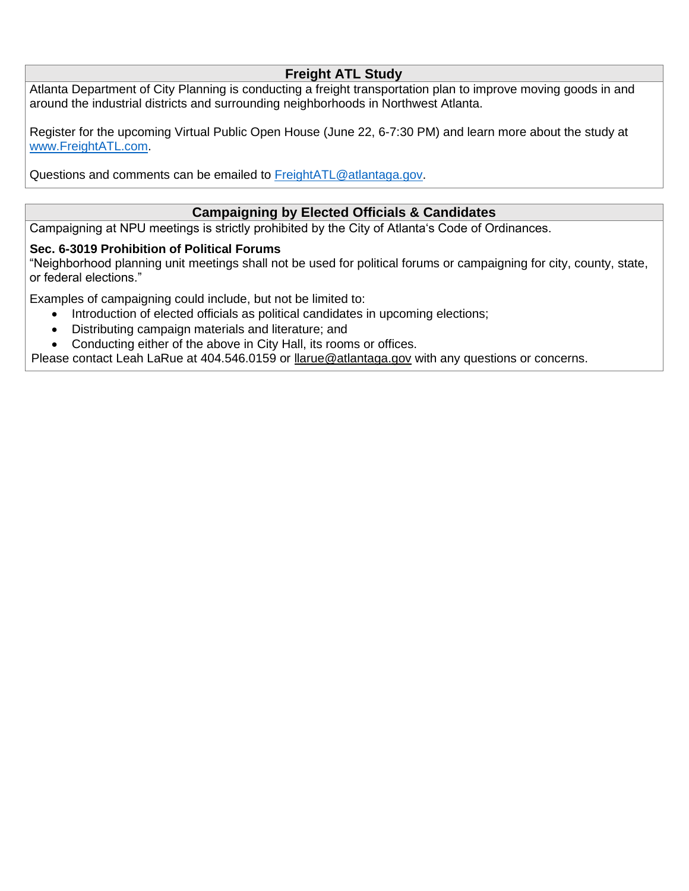## Freight ATL Study

Atlanta Department of City Planning is conducting a freight transportation plan to improve moving goods in and around the industrial districts and surrounding neighborhoods in Northwest Atlanta.

Register for the upcoming Virtual Public Open House (June 22, 6-7:30 PM) and learn more about the study at www.FreightATL.com.

Questions and comments can be emailed to FreightATL@atlantaga.gov.

## Campaigning by Elected Officials & Candidates

Campaigning at NPU meetings is strictly prohibited by the City of Atlanta's Code of Ordinances.

**Sec. 6-3019 Prohibition of Political Forums**

"Neighborhood planning unit meetings shall not be used for political forums or campaigning for city, county, state, or federal elections."

Examples of campaigning could include, but not be limited to:

- Introduction of elected officials as political candidates in upcoming elections;
- Distributing campaign materials and literature; and
- Conducting either of the above in City Hall, its rooms or offices.

Please contact Leah LaRue at 404.546.0159 or llarue@atlantaga.gov with any questions or concerns.